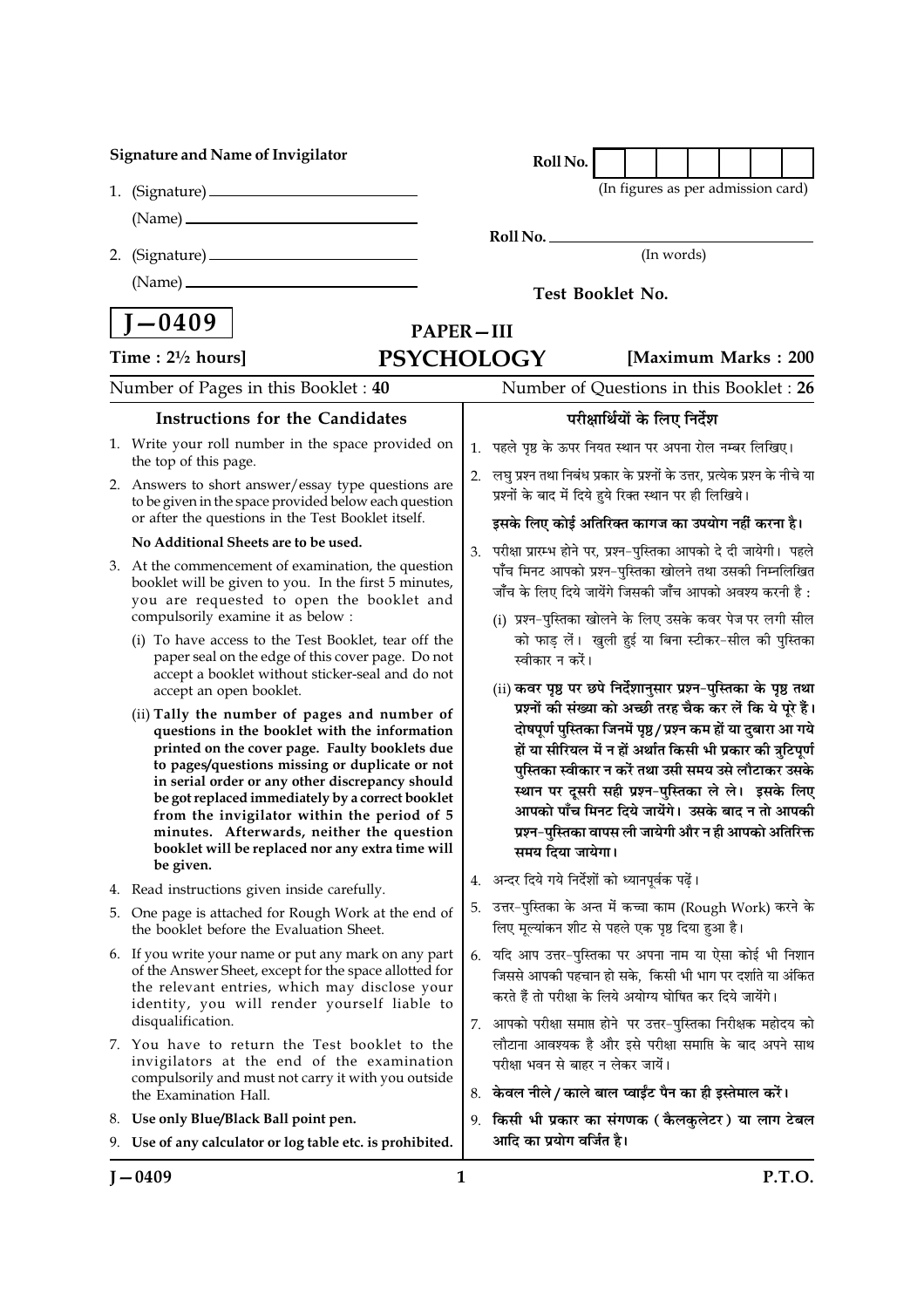**Signature and Name of Invigilator**

1. (Signature) ____________________

   (Name) ____________________

2. (Signature) ____________________

   (Name) ____________________

**Roll No.** [ | | | | | | | ]

(In figures as per admission card)

**Roll No.** ____________________

(In words)

**Test Booklet No.**

# J—0409

## PAPER—III

## PSYCHOLOGY

**Time : 2½ hours]** **[Maximum Marks : 200**

Number of Pages in this Booklet : **40** Number of Questions in this Booklet : **26**

### Instructions for the Candidates

1. Write your roll number in the space provided on the top of this page.
2. Answers to short answer/essay type questions are to be given in the space provided below each question or after the questions in the Test Booklet itself.

   **No Additional Sheets are to be used.**
3. At the commencement of examination, the question booklet will be given to you. In the first 5 minutes, you are requested to open the booklet and compulsorily examine it as below :
   (i) To have access to the Test Booklet, tear off the paper seal on the edge of this cover page. Do not accept a booklet without sticker-seal and do not accept an open booklet.
   (ii) **Tally the number of pages and number of questions in the booklet with the information printed on the cover page. Faulty booklets due to pages/questions missing or duplicate or not in serial order or any other discrepancy should be got replaced immediately by a correct booklet from the invigilator within the period of 5 minutes. Afterwards, neither the question booklet will be replaced nor any extra time will be given.**
4. Read instructions given inside carefully.
5. One page is attached for Rough Work at the end of the booklet before the Evaluation Sheet.
6. If you write your name or put any mark on any part of the Answer Sheet, except for the space allotted for the relevant entries, which may disclose your identity, you will render yourself liable to disqualification.
7. You have to return the Test booklet to the invigilators at the end of the examination compulsorily and must not carry it with you outside the Examination Hall.
8. **Use only Blue/Black Ball point pen.**
9. **Use of any calculator or log table etc. is prohibited.**

### परीक्षार्थियों के लिए निर्देश

1. पहले पृष्ठ के ऊपर नियत स्थान पर अपना रोल नम्बर लिखिए।
2. लघु प्रश्न तथा निबंध प्रकार के प्रश्नों के उत्तर, प्रत्येक प्रश्न के नीचे या प्रश्नों के बाद में दिये हुये रिक्त स्थान पर ही लिखिये।

   **इसके लिए कोई अतिरिक्त कागज का उपयोग नहीं करना है।**
3. परीक्षा प्रारम्भ होने पर, प्रश्न-पुस्तिका आपको दे दी जायेगी। पहले पाँच मिनट आपको प्रश्न-पुस्तिका खोलने तथा उसकी निम्नलिखित जाँच के लिए दिये जायेंगे जिसकी जाँच आपको अवश्य करनी है :
   (i) प्रश्न-पुस्तिका खोलने के लिए उसके कवर पेज पर लगी सील को फाड़ लें। खुली हुई या बिना स्टीकर-सील की पुस्तिका स्वीकार न करें।
   (ii) **कवर पृष्ठ पर छपे निर्देशानुसार प्रश्न-पुस्तिका के पृष्ठ तथा प्रश्नों की संख्या को अच्छी तरह चैक कर लें कि ये पूरे हैं। दोषपूर्ण पुस्तिका जिनमें पृष्ठ/प्रश्न कम हों या दुबारा आ गये हों या सीरियल में न हों अर्थात किसी भी प्रकार की त्रुटिपूर्ण पुस्तिका स्वीकार न करें तथा उसी समय उसे लौटाकर उसके स्थान पर दूसरी सही प्रश्न-पुस्तिका ले ले। इसके लिए आपको पाँच मिनट दिये जायेंगे। उसके बाद न तो आपकी प्रश्न-पुस्तिका वापस ली जायेगी और न ही आपको अतिरिक्त समय दिया जायेगा।**
4. अन्दर दिये गये निर्देशों को ध्यानपूर्वक पढ़ें।
5. उत्तर-पुस्तिका के अन्त में कच्चा काम (Rough Work) करने के लिए मूल्यांकन शीट से पहले एक पृष्ठ दिया हुआ है।
6. यदि आप उत्तर-पुस्तिका पर अपना नाम या ऐसा कोई भी निशान जिससे आपकी पहचान हो सके, किसी भी भाग पर दर्शाते या अंकित करते हैं तो परीक्षा के लिये अयोग्य घोषित कर दिये जायेंगे।
7. आपको परीक्षा समाप्त होने पर उत्तर-पुस्तिका निरीक्षक महोदय को लौटाना आवश्यक है और इसे परीक्षा समाप्ति के बाद अपने साथ परीक्षा भवन से बाहर न लेकर जायें।
8. **केवल नीले / काले बाल प्वाईंट पैन का ही इस्तेमाल करें।**
9. **किसी भी प्रकार का संगणक ( कैलकुलेटर ) या लाग टेबल आदि का प्रयोग वर्जित है।**

P.T.O.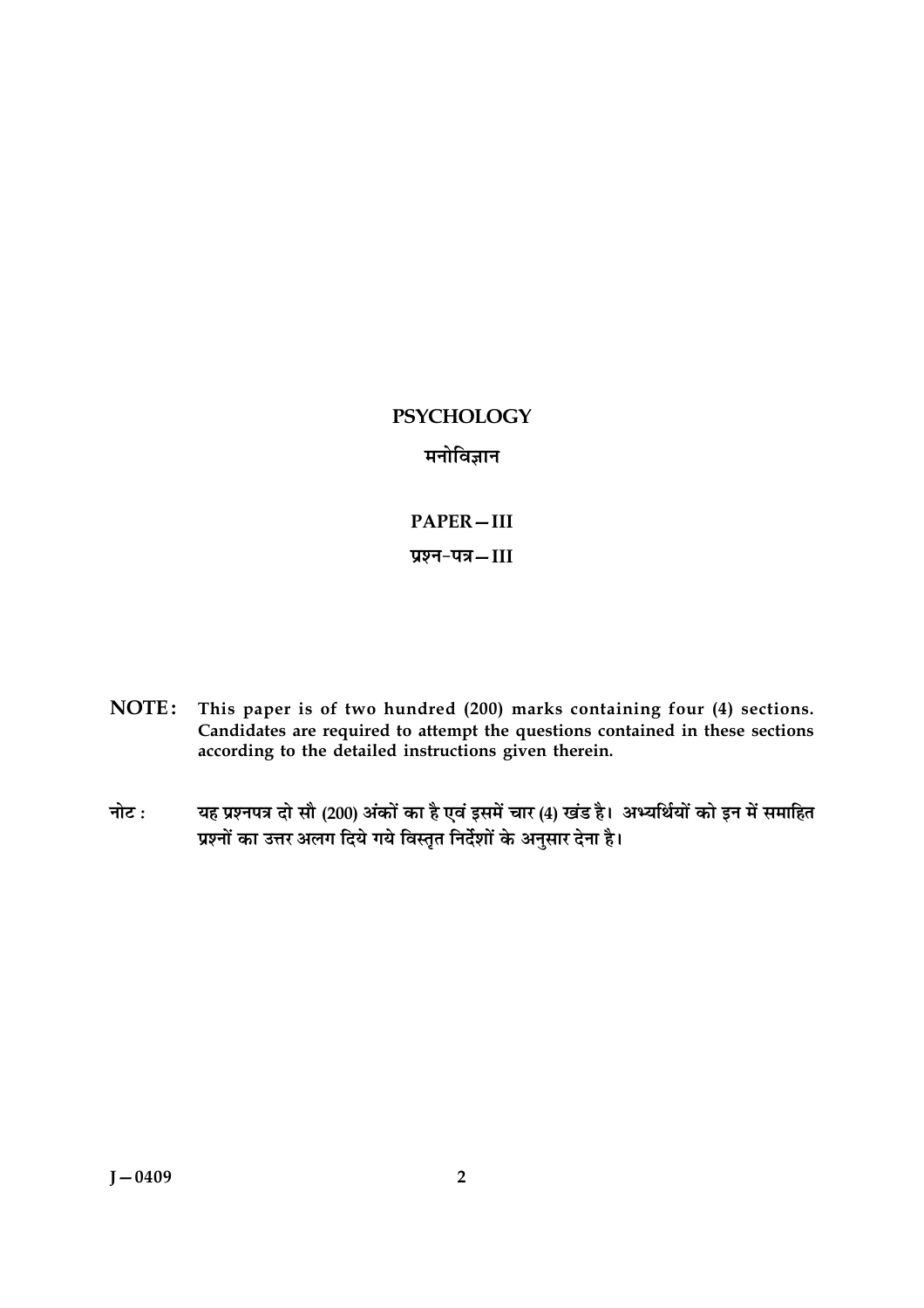# PSYCHOLOGY

# मनोविज्ञान

## PAPER – III

## प्रश्न-पत्र – III

**NOTE :** **This paper is of two hundred (200) marks containing four (4) sections. Candidates are required to attempt the questions contained in these sections according to the detailed instructions given therein.**

**नोट :** **यह प्रश्नपत्र दो सौ (200) अंकों का है एवं इसमें चार (4) खंड है। अभ्यर्थियों को इन में समाहित प्रश्नों का उत्तर अलग दिये गये विस्तृत निर्देशों के अनुसार देना है।**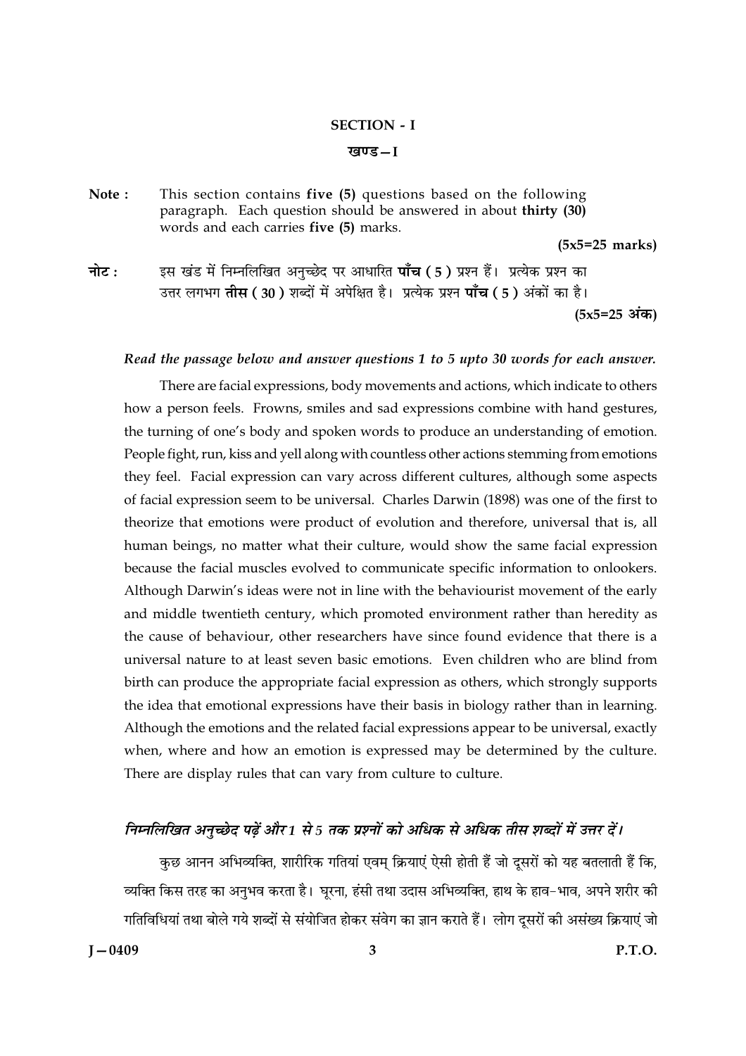## SECTION - I

## खण्ड – I

**Note :** This section contains **five (5)** questions based on the following paragraph. Each question should be answered in about **thirty (30)** words and each carries **five (5)** marks.

**(5x5=25 marks)**

**नोट :** इस खंड में निम्नलिखित अनुच्छेद पर आधारित **पाँच ( 5 )** प्रश्न हैं। प्रत्येक प्रश्न का उत्तर लगभग **तीस ( 30 )** शब्दों में अपेक्षित है। प्रत्येक प्रश्न **पाँच ( 5 )** अंकों का है।

**(5x5=25 अंक)**

***Read the passage below and answer questions 1 to 5 upto 30 words for each answer.***

There are facial expressions, body movements and actions, which indicate to others how a person feels. Frowns, smiles and sad expressions combine with hand gestures, the turning of one's body and spoken words to produce an understanding of emotion. People fight, run, kiss and yell along with countless other actions stemming from emotions they feel. Facial expression can vary across different cultures, although some aspects of facial expression seem to be universal. Charles Darwin (1898) was one of the first to theorize that emotions were product of evolution and therefore, universal that is, all human beings, no matter what their culture, would show the same facial expression because the facial muscles evolved to communicate specific information to onlookers. Although Darwin's ideas were not in line with the behaviourist movement of the early and middle twentieth century, which promoted environment rather than heredity as the cause of behaviour, other researchers have since found evidence that there is a universal nature to at least seven basic emotions. Even children who are blind from birth can produce the appropriate facial expression as others, which strongly supports the idea that emotional expressions have their basis in biology rather than in learning. Although the emotions and the related facial expressions appear to be universal, exactly when, where and how an emotion is expressed may be determined by the culture. There are display rules that can vary from culture to culture.

***निम्नलिखित अनुच्छेद पढ़ें और 1 से 5 तक प्रश्नों को अधिक से अधिक तीस शब्दों में उत्तर दें।***

कुछ आनन अभिव्यक्ति, शारीरिक गतियां एवम् क्रियाएं ऐसी होती हैं जो दूसरों को यह बतलाती हैं कि, व्यक्ति किस तरह का अनुभव करता है। घूरना, हंसी तथा उदास अभिव्यक्ति, हाथ के हाव-भाव, अपने शरीर की गतिविधियां तथा बोले गये शब्दों से संयोजित होकर संवेग का ज्ञान कराते हैं। लोग दूसरों की असंख्य क्रियाएं जो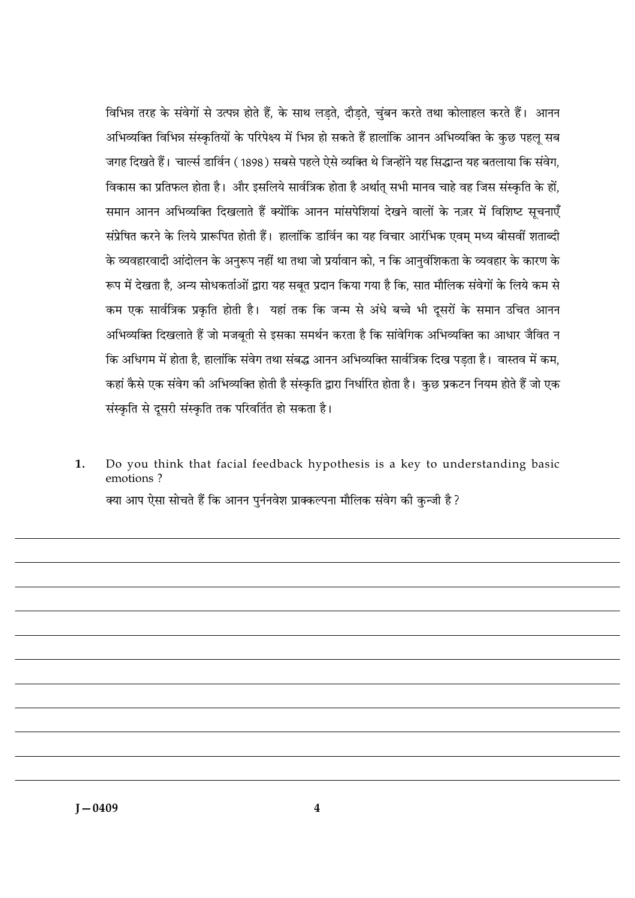विभिन्न तरह के संवेगों से उत्पन्न होते हैं, के साथ लड़ते, दौड़ते, चुंबन करते तथा कोलाहल करते हैं। आनन अभिव्यक्ति विभिन्न संस्कृतियों के परिपेक्ष्य में भिन्न हो सकते हैं हालांकि आनन अभिव्यक्ति के कुछ पहलू सब जगह दिखते हैं। चार्ल्स डार्विन (1898) सबसे पहले ऐसे व्यक्ति थे जिन्होंने यह सिद्धान्त यह बतलाया कि संवेग, विकास का प्रतिफल होता है। और इसलिये सार्वत्रिक होता है अर्थात् सभी मानव चाहे वह जिस संस्कृति के हों, समान आनन अभिव्यक्ति दिखलाते हैं क्योंकि आनन मांसपेशियां देखने वालों के नज़र में विशिष्ट सूचनाएँ संप्रेषित करने के लिये प्रारूपित होती हैं। हालांकि डार्विन का यह विचार आरंभिक एवम् मध्य बीसवीं शताब्दी के व्यवहारवादी आंदोलन के अनुरूप नहीं था तथा जो प्र्यावान को, न कि आनुवंशिकता के व्यवहार के कारण के रूप में देखता है, अन्य सोधकर्ताओं द्वारा यह सबूत प्रदान किया गया है कि, सात मौलिक संवेगों के लिये कम से कम एक सार्वत्रिक प्रकृति होती है। यहां तक कि जन्म से अंधे बच्चे भी दूसरों के समान उचित आनन अभिव्यक्ति दिखलाते हैं जो मजबूती से इसका समर्थन करता है कि सांवेगिक अभिव्यक्ति का आधार जैवित न कि अधिगम में होता है, हालांकि संवेग तथा संबद्ध आनन अभिव्यक्ति सार्वत्रिक दिख पड़ता है। वास्तव में कम, कहां कैसे एक संवेग की अभिव्यक्ति होती है संस्कृति द्वारा निर्धारित होता है। कुछ प्रकटन नियम होते हैं जो एक संस्कृति से दूसरी संस्कृति तक परिवर्तित हो सकता है।

1. Do you think that facial feedback hypothesis is a key to understanding basic emotions ?

   क्या आप ऐसा सोचते हैं कि आनन पुर्ननवेश प्राक्कल्पना मौलिक संवेग की कुन्जी है ?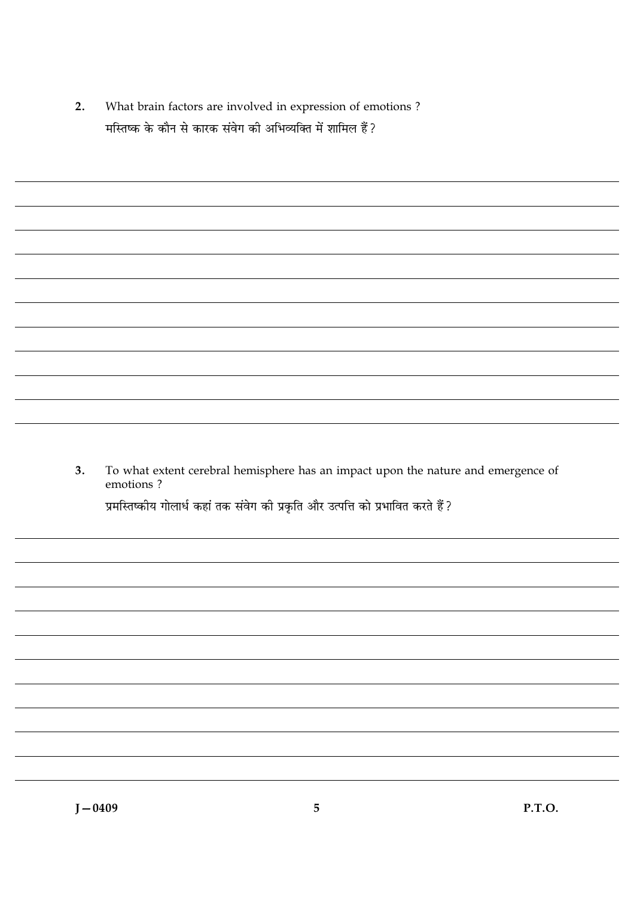2. What brain factors are involved in expression of emotions ?

मस्तिष्क के कौन से कारक संवेग की अभिव्यक्ति में शामिल हैं ?

3. To what extent cerebral hemisphere has an impact upon the nature and emergence of emotions ?

प्रमस्तिष्कीय गोलार्ध कहां तक संवेग की प्रकृति और उत्पत्ति को प्रभावित करते हैं ?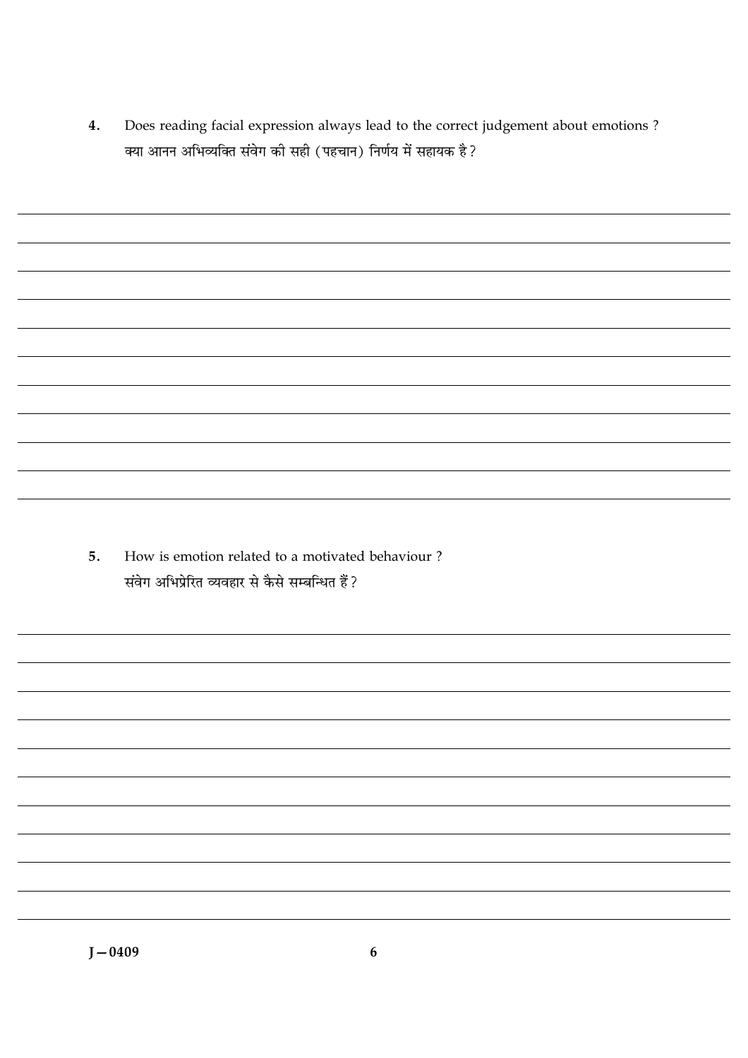4. Does reading facial expression always lead to the correct judgement about emotions ?
क्या आनन अभिव्यक्ति संवेग की सही (पहचान) निर्णय में सहायक है ?

5. How is emotion related to a motivated behaviour ?
संवेग अभिप्रेरित व्यवहार से कैसे सम्बन्धित हैं ?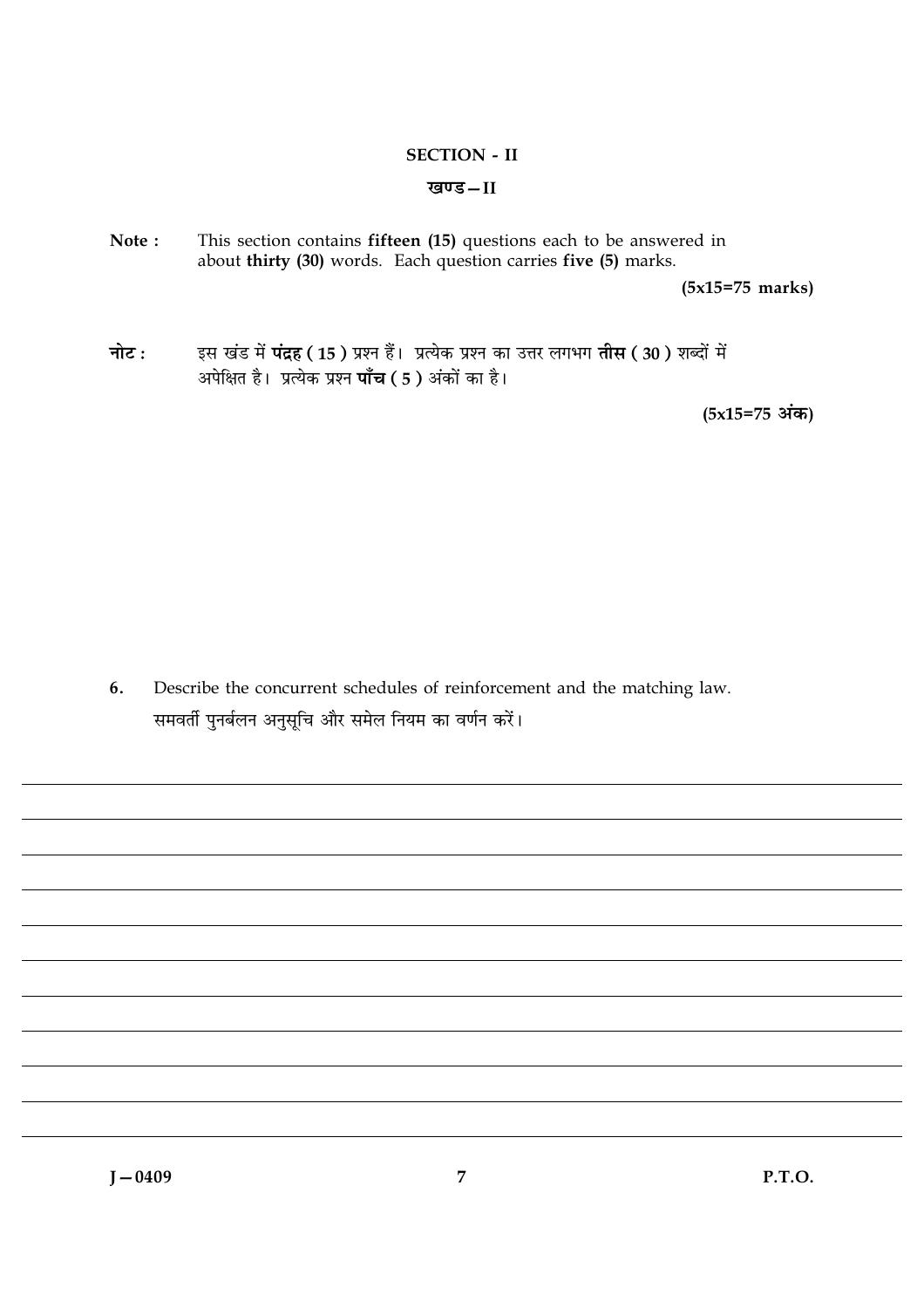## SECTION - II

## खण्ड – II

**Note :** This section contains **fifteen (15)** questions each to be answered in about **thirty (30)** words. Each question carries **five (5)** marks.

**(5x15=75 marks)**

**नोट :** इस खंड में **पंद्रह ( 15 )** प्रश्न हैं। प्रत्येक प्रश्न का उत्तर लगभग **तीस ( 30 )** शब्दों में अपेक्षित है। प्रत्येक प्रश्न **पाँच ( 5 )** अंकों का है।

**(5x15=75 अंक)**

6. Describe the concurrent schedules of reinforcement and the matching law.
   समवर्ती पुनर्बलन अनुसूचि और समेल नियम का वर्णन करें।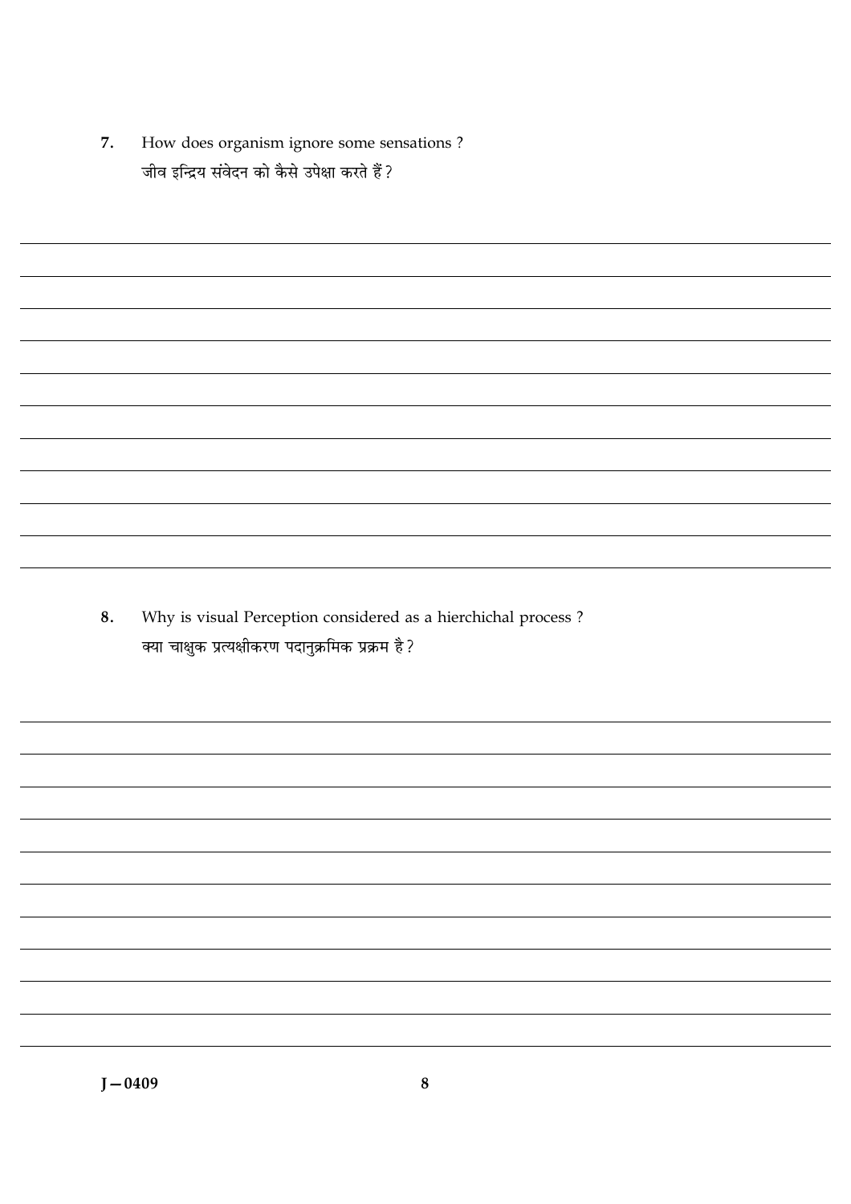7. How does organism ignore some sensations ?
   जीव इन्द्रिय संवेदन को कैसे उपेक्षा करते हैं ?

8. Why is visual Perception considered as a hierchichal process ?
   क्या चाक्षुक प्रत्यक्षीकरण पदानुक्रमिक प्रक्रम है ?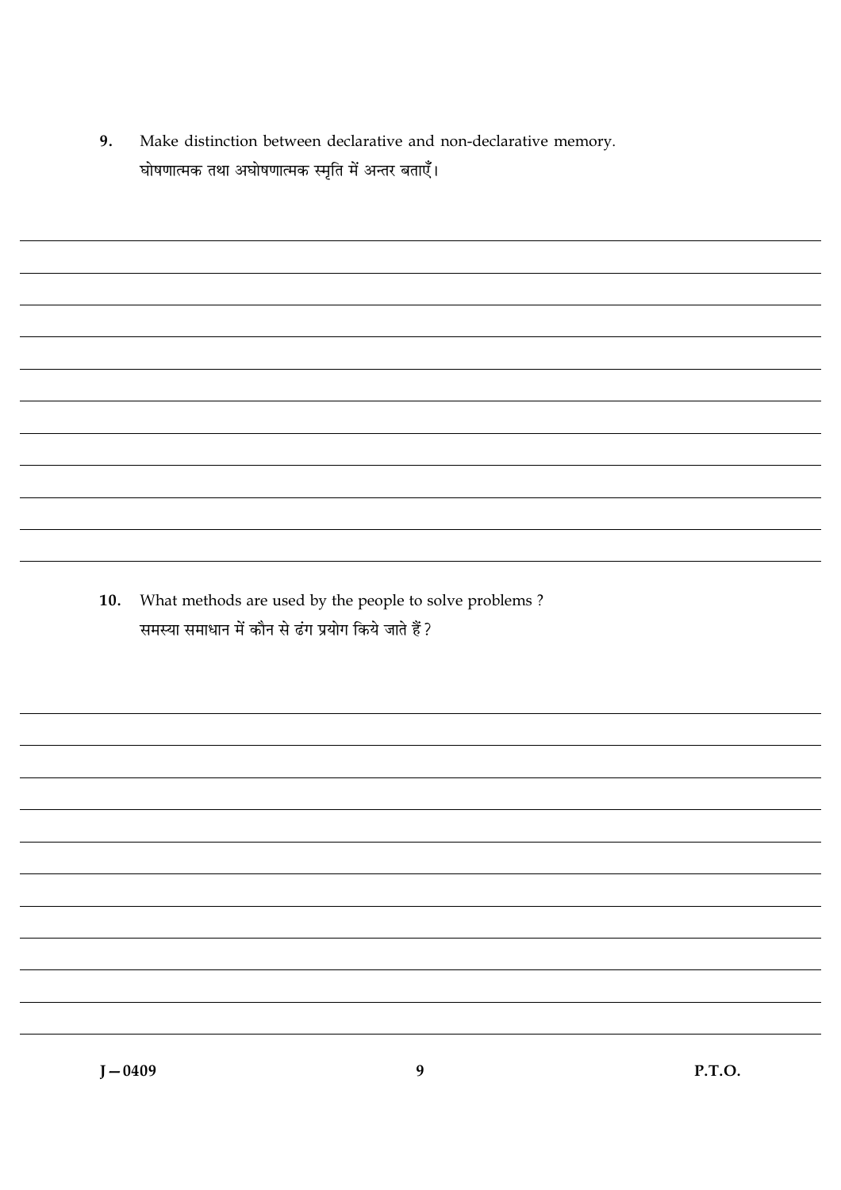9. Make distinction between declarative and non-declarative memory.
   घोषणात्मक तथा अघोषणात्मक स्मृति में अन्तर बताएँ।

10. What methods are used by the people to solve problems ?
    समस्या समाधान में कौन से ढंग प्रयोग किये जाते हैं ?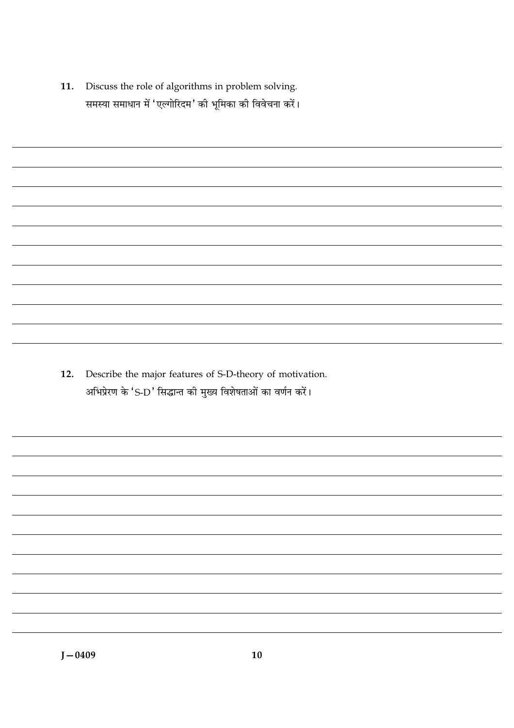11. Discuss the role of algorithms in problem solving.
    समस्या समाधान में 'एल्गोरिदम' की भूमिका की विवेचना करें।

12. Describe the major features of S-D-theory of motivation.
    अभिप्रेरण के 'S-D' सिद्धान्त की मुख्य विशेषताओं का वर्णन करें।

J—0409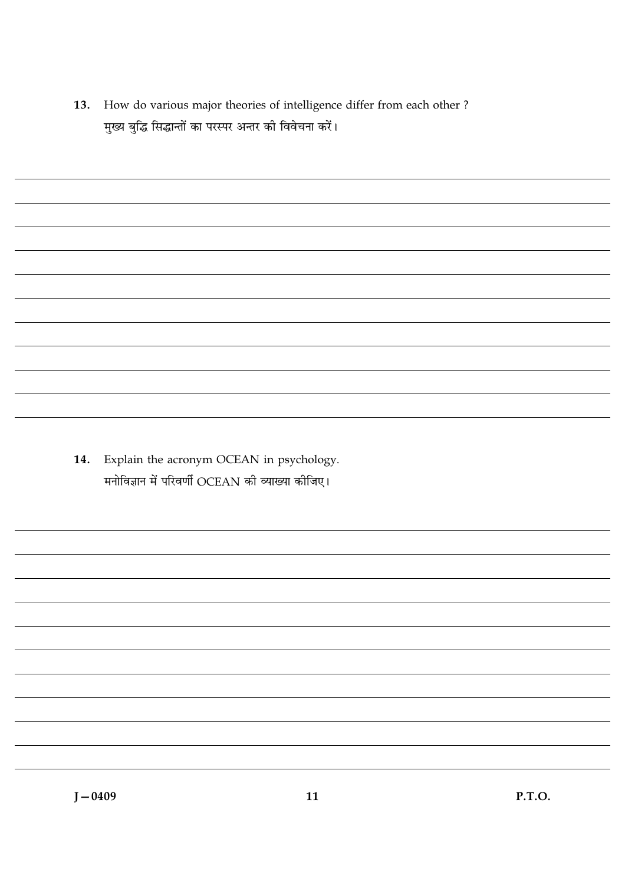13. How do various major theories of intelligence differ from each other ?
मुख्य बुद्धि सिद्धान्तों का परस्पर अन्तर की विवेचना करें।

14. Explain the acronym OCEAN in psychology.
मनोविज्ञान में परिवर्णी OCEAN की व्याख्या कीजिए।

J – 0409

P.T.O.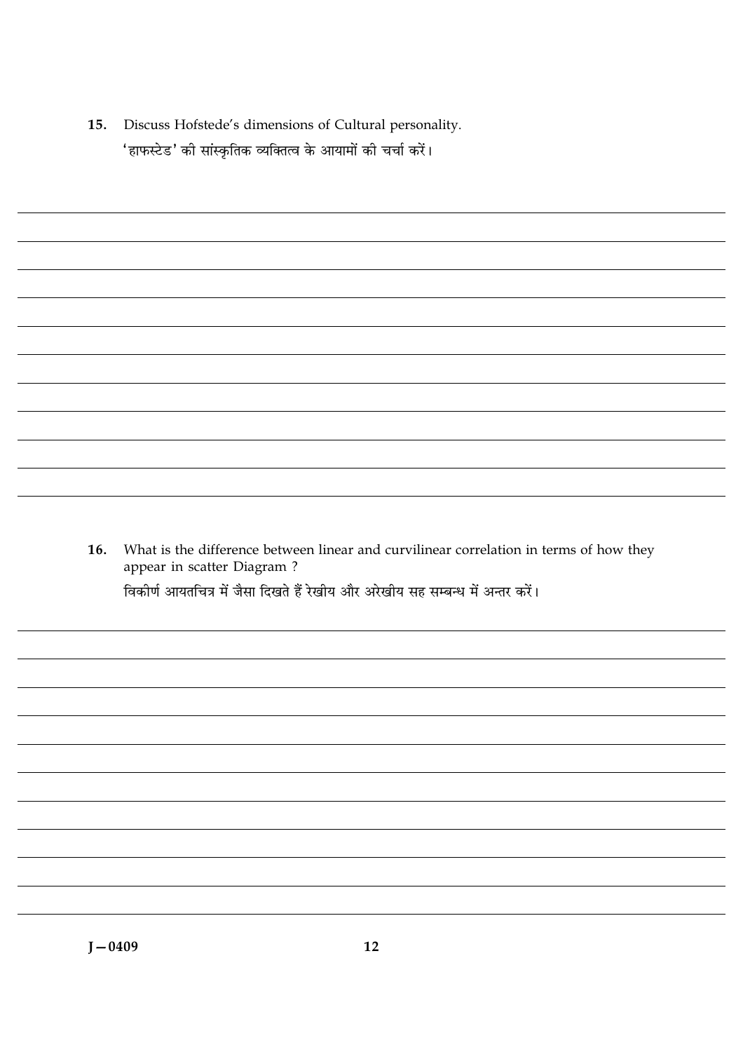15. Discuss Hofstede's dimensions of Cultural personality.

'हाफस्टेड' की सांस्कृतिक व्यक्तित्व के आयामों की चर्चा करें।

16. What is the difference between linear and curvilinear correlation in terms of how they appear in scatter Diagram ?

विकीर्ण आयतचित्र में जैसा दिखते हैं रेखीय और अरेखीय सह सम्बन्ध में अन्तर करें।

J – 0409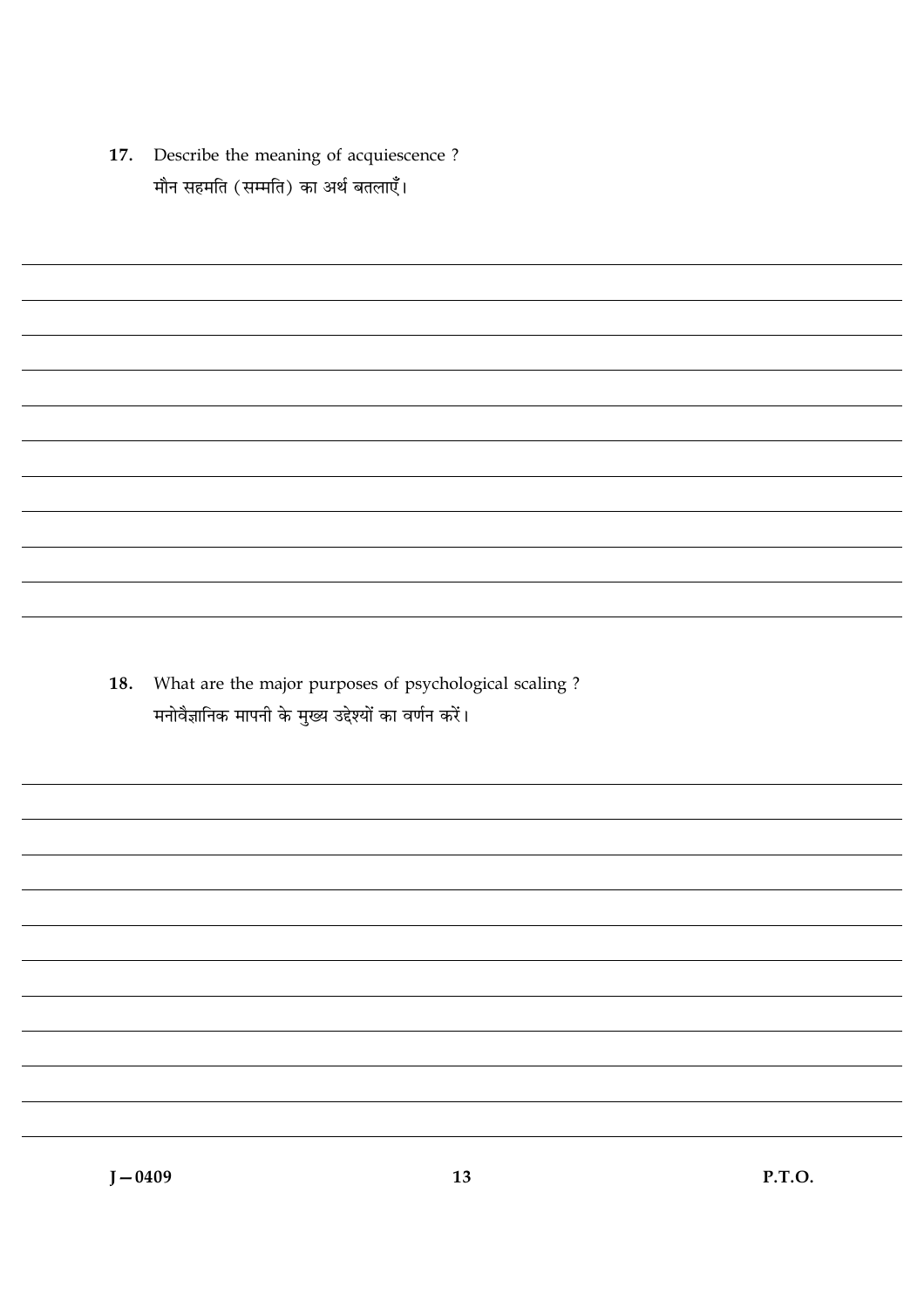17. Describe the meaning of acquiescence ?
मौन सहमति (सम्मति) का अर्थ बतलाएँ।

18. What are the major purposes of psychological scaling ?
मनोवैज्ञानिक मापनी के मुख्य उद्देश्यों का वर्णन करें।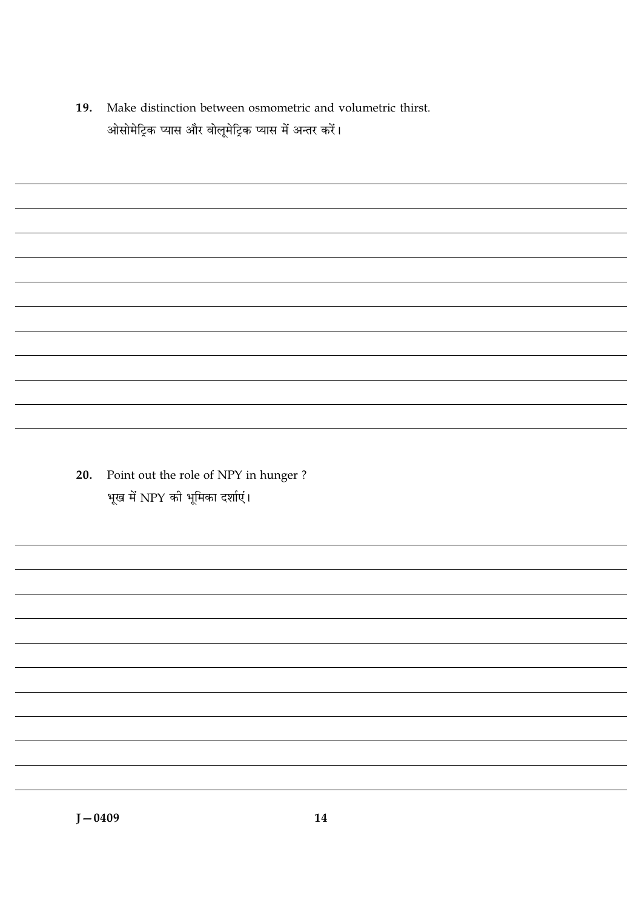19. Make distinction between osmometric and volumetric thirst.
ओसोमेट्रिक प्यास और वोलूमेट्रिक प्यास में अन्तर करें।

20. Point out the role of NPY in hunger ?
भूख में NPY की भूमिका दर्शाएं।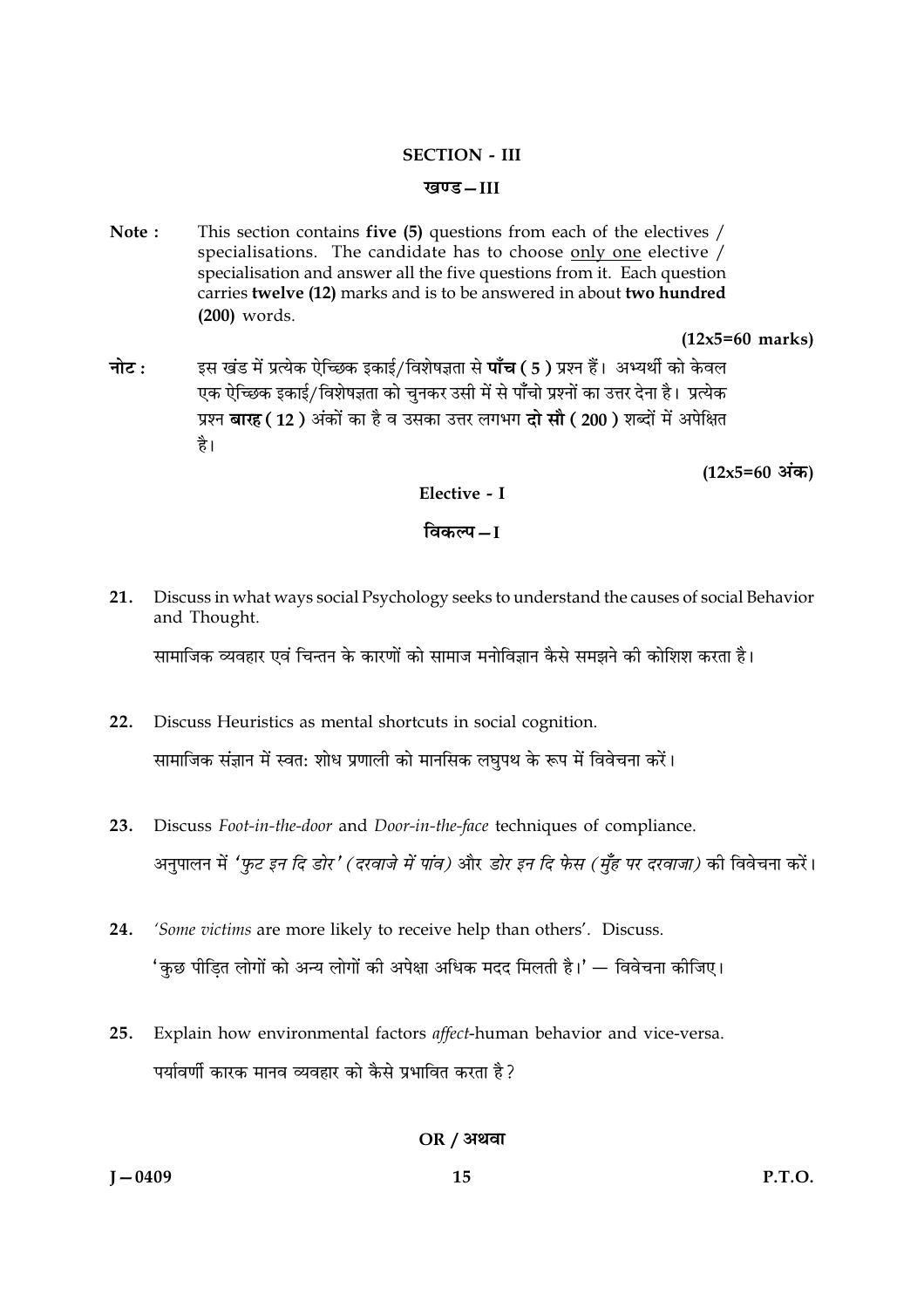## SECTION - III

## खण्ड – III

**Note :** This section contains **five (5)** questions from each of the electives / specialisations. The candidate has to choose only one elective / specialisation and answer all the five questions from it. Each question carries **twelve (12)** marks and is to be answered in about **two hundred (200)** words.

**(12x5=60 marks)**

**नोट :** इस खंड में प्रत्येक ऐच्छिक इकाई/विशेषज्ञता से **पाँच ( 5 )** प्रश्न हैं। अभ्यर्थी को केवल एक ऐच्छिक इकाई/विशेषज्ञता को चुनकर उसी में से पाँचो प्रश्नों का उत्तर देना है। प्रत्येक प्रश्न **बारह ( 12 )** अंकों का है व उसका उत्तर लगभग **दो सौ ( 200 )** शब्दों में अपेक्षित है।

**(12x5=60 अंक)**

### Elective - I

### विकल्प – I

**21.** Discuss in what ways social Psychology seeks to understand the causes of social Behavior and Thought.

सामाजिक व्यवहार एवं चिन्तन के कारणों को सामाज मनोविज्ञान कैसे समझने की कोशिश करता है।

**22.** Discuss Heuristics as mental shortcuts in social cognition.

सामाजिक संज्ञान में स्वत: शोध प्रणाली को मानसिक लघुपथ के रूप में विवेचना करें।

**23.** Discuss *Foot-in-the-door* and *Door-in-the-face* techniques of compliance.

अनुपालन में *'फुट इन दि डोर' (दरवाजे में पांव)* और *डोर इन दि फेस (मुँह पर दरवाजा)* की विवेचना करें।

**24.** *'Some victims* are more likely to receive help than others'. Discuss.

'कुछ पीड़ित लोगों को अन्य लोगों की अपेक्षा अधिक मदद मिलती है।' — विवेचना कीजिए।

**25.** Explain how environmental factors *affect*-human behavior and vice-versa.

पर्यावर्णी कारक मानव व्यवहार को कैसे प्रभावित करता है?

**OR / अथवा**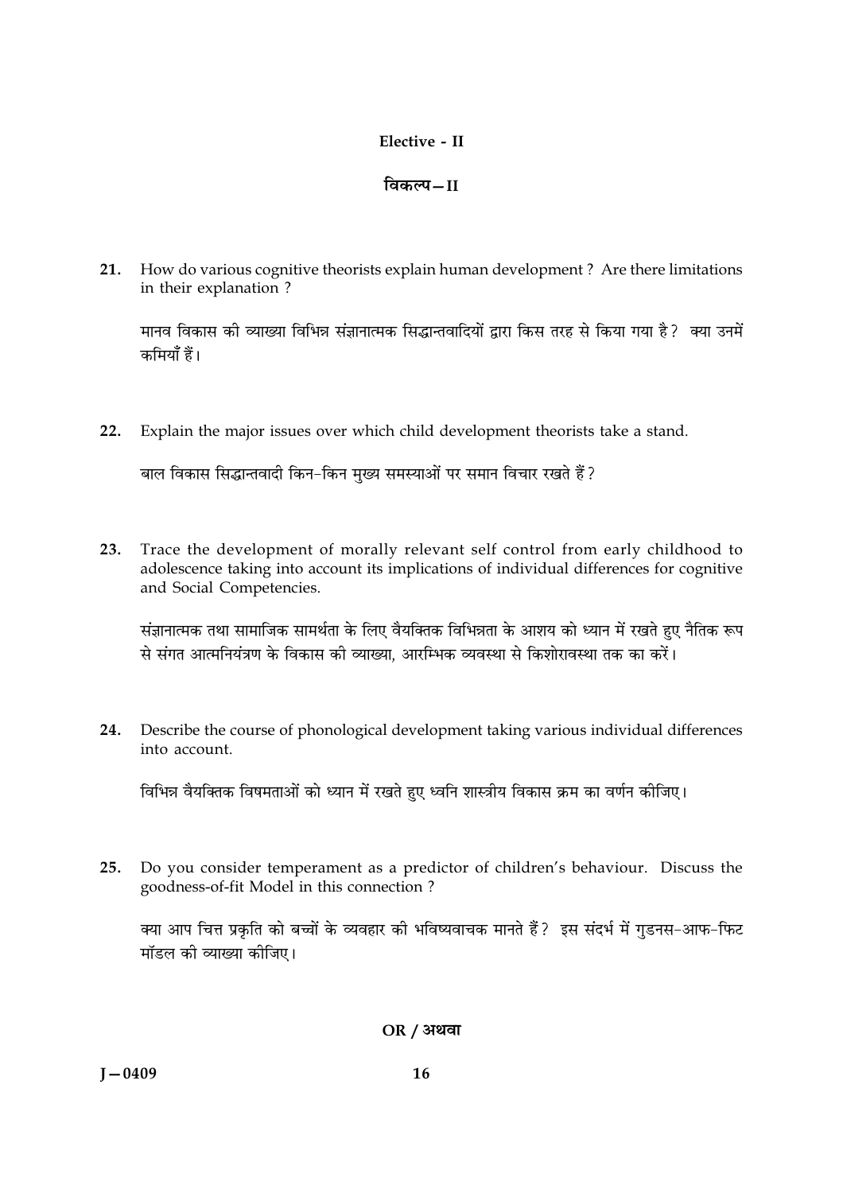## Elective - II

## विकल्प – II

**21.** How do various cognitive theorists explain human development ? Are there limitations in their explanation ?

मानव विकास की व्याख्या विभिन्न संज्ञानात्मक सिद्धान्तवादियों द्वारा किस तरह से किया गया है ? क्या उनमें कमियाँ हैं।

**22.** Explain the major issues over which child development theorists take a stand.

बाल विकास सिद्धान्तवादी किन-किन मुख्य समस्याओं पर समान विचार रखते हैं ?

**23.** Trace the development of morally relevant self control from early childhood to adolescence taking into account its implications of individual differences for cognitive and Social Competencies.

संज्ञानात्मक तथा सामाजिक सामर्थता के लिए वैयक्तिक विभिन्नता के आशय को ध्यान में रखते हुए नैतिक रूप से संगत आत्मनियंत्रण के विकास की व्याख्या, आरम्भिक व्यवस्था से किशोरावस्था तक का करें।

**24.** Describe the course of phonological development taking various individual differences into account.

विभिन्न वैयक्तिक विषमताओं को ध्यान में रखते हुए ध्वनि शास्त्रीय विकास क्रम का वर्णन कीजिए।

**25.** Do you consider temperament as a predictor of children's behaviour. Discuss the goodness-of-fit Model in this connection ?

क्या आप चित्त प्रकृति को बच्चों के व्यवहार की भविष्यवाचक मानते हैं ? इस संदर्भ में गुडनस-आफ-फिट मॉडल की व्याख्या कीजिए।

**OR / अथवा**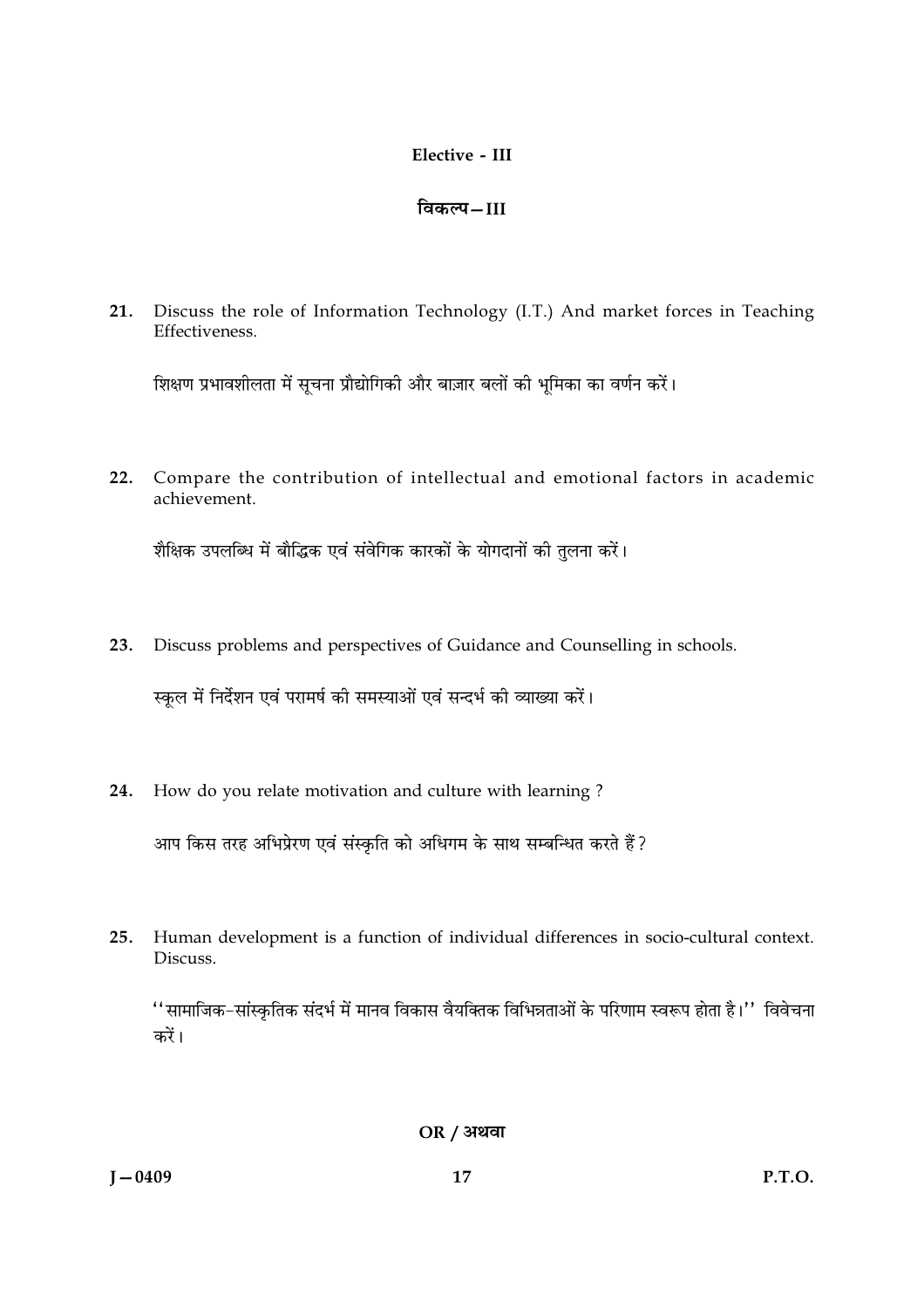## Elective - III

## विकल्प – III

21. Discuss the role of Information Technology (I.T.) And market forces in Teaching Effectiveness.

    शिक्षण प्रभावशीलता में सूचना प्रौद्योगिकी और बाज़ार बलों की भूमिका का वर्णन करें।

22. Compare the contribution of intellectual and emotional factors in academic achievement.

    शैक्षिक उपलब्धि में बौद्धिक एवं संवेगिक कारकों के योगदानों की तुलना करें।

23. Discuss problems and perspectives of Guidance and Counselling in schools.

    स्कूल में निर्देशन एवं परामर्ष की समस्याओं एवं सन्दर्भ की व्याख्या करें।

24. How do you relate motivation and culture with learning ?

    आप किस तरह अभिप्रेरण एवं संस्कृति को अधिगम के साथ सम्बन्धित करते हैं?

25. Human development is a function of individual differences in socio-cultural context. Discuss.

    ''सामाजिक-सांस्कृतिक संदर्भ में मानव विकास वैयक्तिक विभिन्नताओं के परिणाम स्वरूप होता है।'' विवेचना करें।

**OR / अथवा**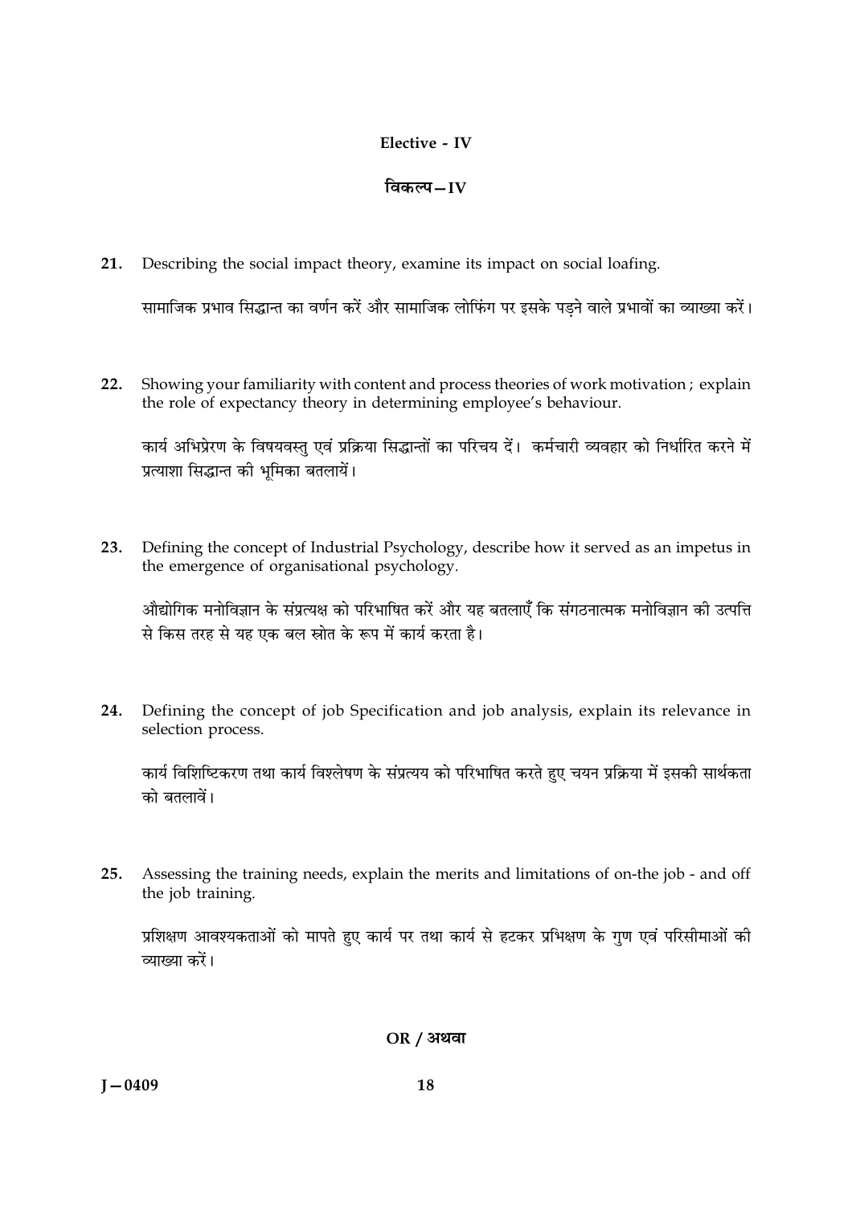**Elective - IV**

**विकल्प – IV**

21. Describing the social impact theory, examine its impact on social loafing.

    सामाजिक प्रभाव सिद्धान्त का वर्णन करें और सामाजिक लोफिंग पर इसके पड़ने वाले प्रभावों का व्याख्या करें।

22. Showing your familiarity with content and process theories of work motivation ; explain the role of expectancy theory in determining employee's behaviour.

    कार्य अभिप्रेरण के विषयवस्तु एवं प्रक्रिया सिद्धान्तों का परिचय दें। कर्मचारी व्यवहार को निर्धारित करने में प्रत्याशा सिद्धान्त की भूमिका बतलायें।

23. Defining the concept of Industrial Psychology, describe how it served as an impetus in the emergence of organisational psychology.

    औद्योगिक मनोविज्ञान के संप्रत्यक्ष को परिभाषित करें और यह बतलाएँ कि संगठनात्मक मनोविज्ञान की उत्पत्ति से किस तरह से यह एक बल स्रोत के रूप में कार्य करता है।

24. Defining the concept of job Specification and job analysis, explain its relevance in selection process.

    कार्य विशिष्टिकरण तथा कार्य विश्लेषण के संप्रत्यय को परिभाषित करते हुए चयन प्रक्रिया में इसकी सार्थकता को बतलावें।

25. Assessing the training needs, explain the merits and limitations of on-the job - and off the job training.

    प्रशिक्षण आवश्यकताओं को मापते हुए कार्य पर तथा कार्य से हटकर प्रभिक्षण के गुण एवं परिसीमाओं की व्याख्या करें।

**OR / अथवा**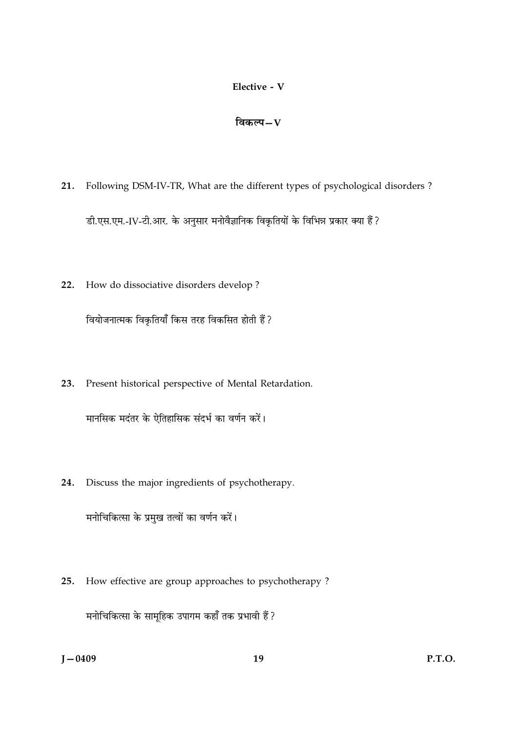## Elective - V

## विकल्प – V

21. Following DSM-IV-TR, What are the different types of psychological disorders ?

    डी.एस.एम.-IV-टी.आर. के अनुसार मनोवैज्ञानिक विकृतियों के विभिन्न प्रकार क्या हैं ?

22. How do dissociative disorders develop ?

    वियोजनात्मक विकृतियाँ किस तरह विकसित होती हैं ?

23. Present historical perspective of Mental Retardation.

    मानसिक मदंतर के ऐतिहासिक संदर्भ का वर्णन करें।

24. Discuss the major ingredients of psychotherapy.

    मनोचिकित्सा के प्रमुख तत्वों का वर्णन करें।

25. How effective are group approaches to psychotherapy ?

    मनोचिकित्सा के सामूहिक उपागम कहाँ तक प्रभावी हैं ?

J – 0409 P.T.O.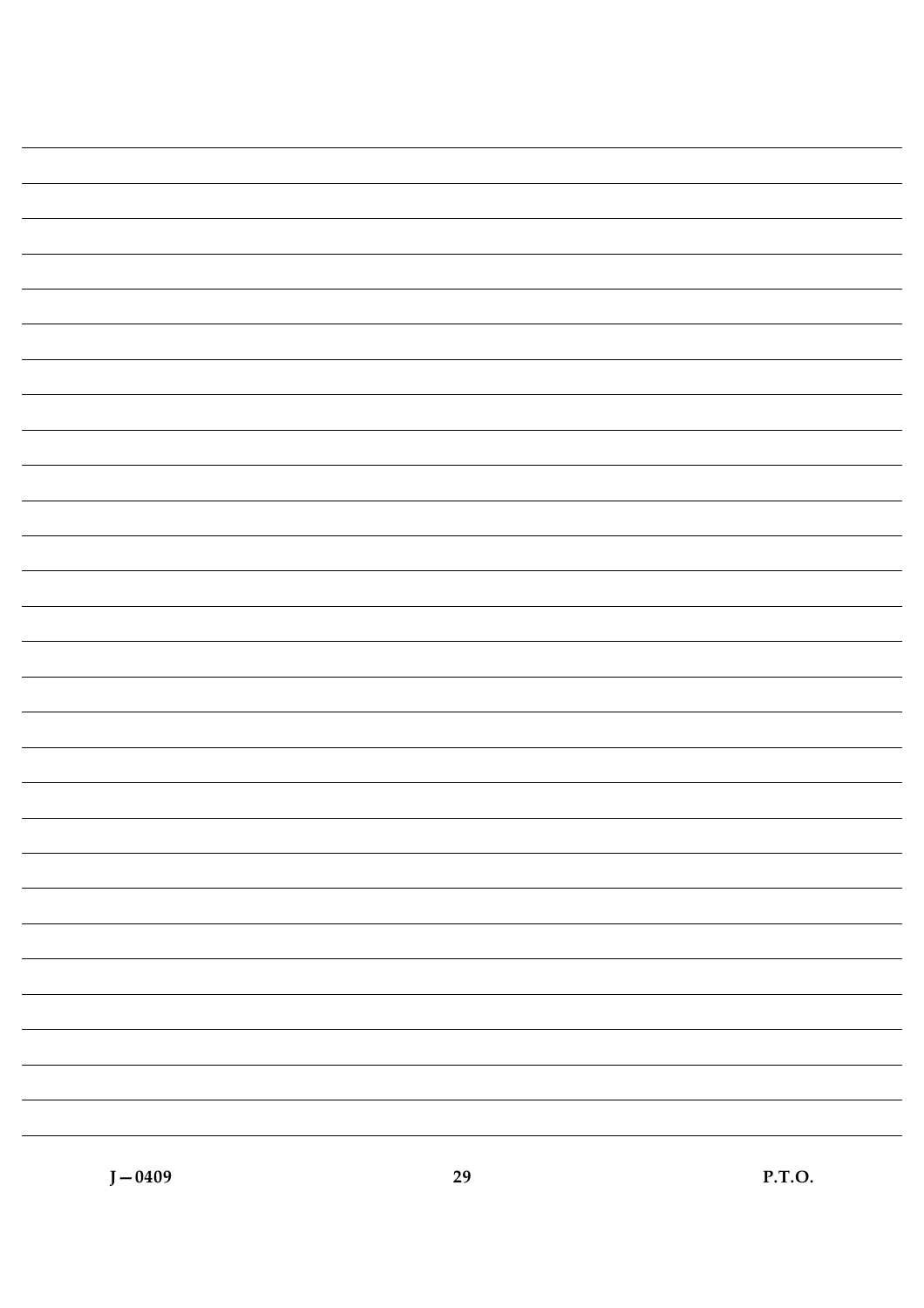P.T.O.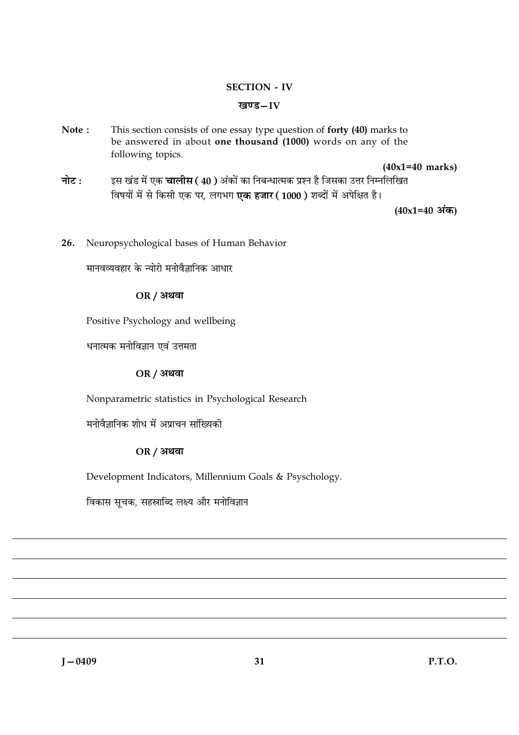## SECTION - IV

## खण्ड—IV

**Note :** This section consists of one essay type question of **forty (40)** marks to be answered in about **one thousand (1000)** words on any of the following topics.

**(40x1=40 marks)**

**नोट :** इस खंड में एक **चालीस ( 40 )** अंकों का निबन्धात्मक प्रश्न है जिसका उत्तर निम्नलिखित विषयों में से किसी एक पर, लगभग **एक हजार ( 1000 )** शब्दों में अपेक्षित है।

**(40x1=40 अंक)**

**26.** Neuropsychological bases of Human Behavior

मानवव्यवहार के न्योरो मनोवैज्ञानिक आधार

**OR / अथवा**

Positive Psychology and wellbeing

धनात्मक मनोविज्ञान एवं उत्तमता

**OR / अथवा**

Nonparametric statistics in Psychological Research

मनोवैज्ञानिक शोध में अप्राचन सांख्यिकी

**OR / अथवा**

Development Indicators, Millennium Goals & Psychology.

विकास सूचक, सहस्राब्दि लक्ष्य और मनोविज्ञान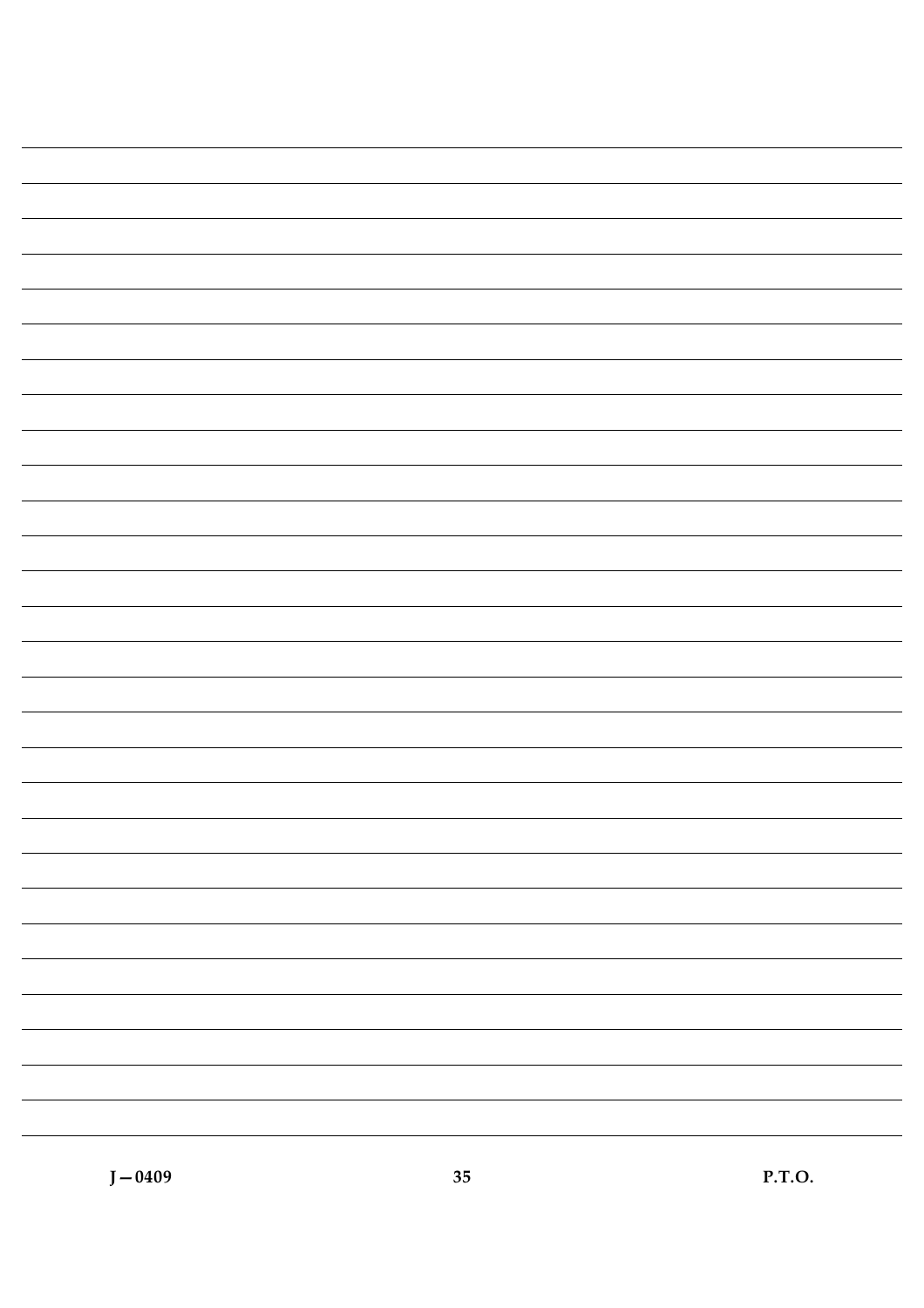P.T.O.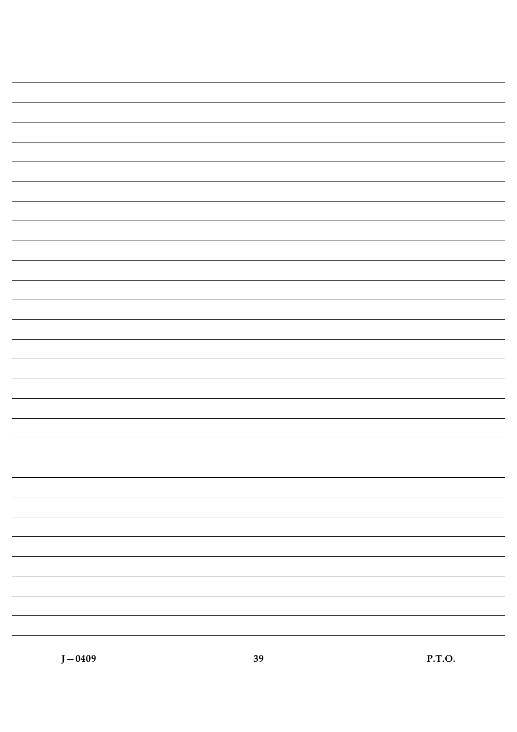P.T.O.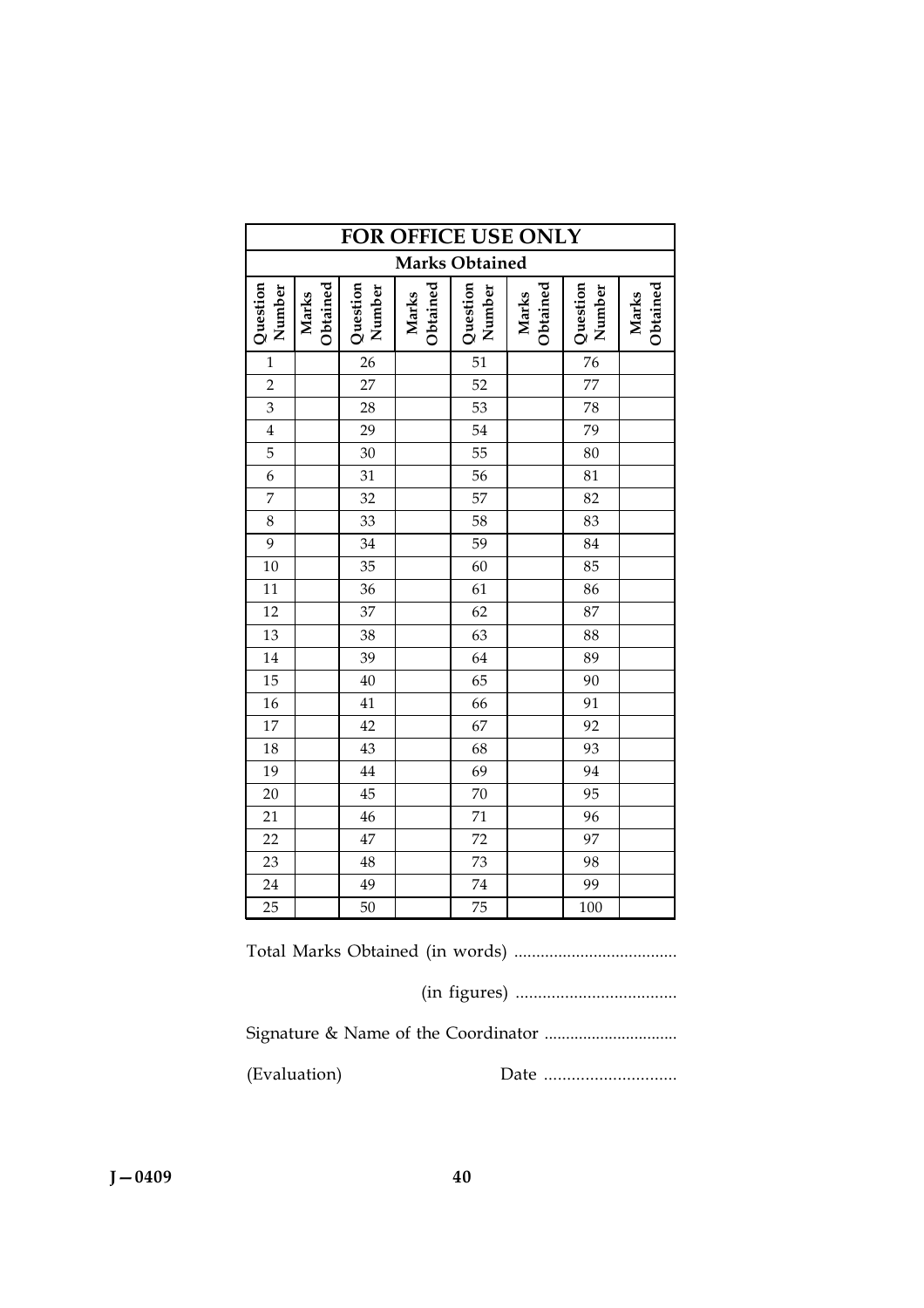| FOR OFFICE USE ONLY | | | | | | | |
|---|---|---|---|---|---|---|---|
| **Marks Obtained** | | | | | | | |
| **Question Number** | **Marks Obtained** | **Question Number** | **Marks Obtained** | **Question Number** | **Marks Obtained** | **Question Number** | **Marks Obtained** |
| 1 | | 26 | | 51 | | 76 | |
| 2 | | 27 | | 52 | | 77 | |
| 3 | | 28 | | 53 | | 78 | |
| 4 | | 29 | | 54 | | 79 | |
| 5 | | 30 | | 55 | | 80 | |
| 6 | | 31 | | 56 | | 81 | |
| 7 | | 32 | | 57 | | 82 | |
| 8 | | 33 | | 58 | | 83 | |
| 9 | | 34 | | 59 | | 84 | |
| 10 | | 35 | | 60 | | 85 | |
| 11 | | 36 | | 61 | | 86 | |
| 12 | | 37 | | 62 | | 87 | |
| 13 | | 38 | | 63 | | 88 | |
| 14 | | 39 | | 64 | | 89 | |
| 15 | | 40 | | 65 | | 90 | |
| 16 | | 41 | | 66 | | 91 | |
| 17 | | 42 | | 67 | | 92 | |
| 18 | | 43 | | 68 | | 93 | |
| 19 | | 44 | | 69 | | 94 | |
| 20 | | 45 | | 70 | | 95 | |
| 21 | | 46 | | 71 | | 96 | |
| 22 | | 47 | | 72 | | 97 | |
| 23 | | 48 | | 73 | | 98 | |
| 24 | | 49 | | 74 | | 99 | |
| 25 | | 50 | | 75 | | 100 | |

Total Marks Obtained (in words) .....................................

(in figures) ....................................

Signature & Name of the Coordinator ...............................

(Evaluation) Date .............................

J—0409